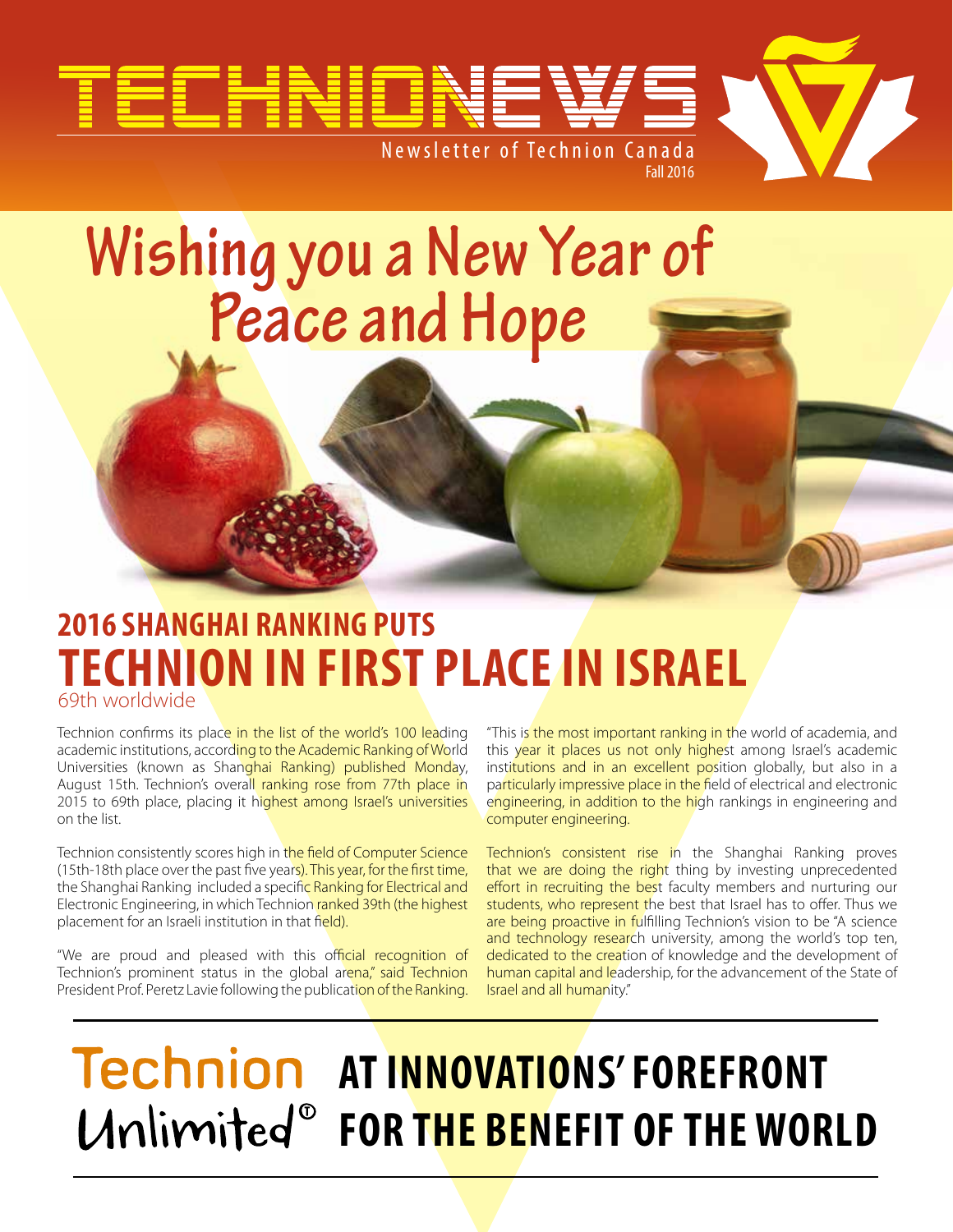# TECHNIONEWS

Newsletter of Technion Canada

Fall 2016

# Wishing you a New Year of Peace and Hope

## 2016 SHANGHAI RANKING PUTS TECHNION IN FIRST PLACE IN ISRAEL

69th worldwide

Technion confirms its place in the list of the world's 100 leading academic institutions, according to the Academic Ranking of World Universities (known as Shanghai Ranking) published Monday, August 15th. Technion's overall ranking rose from 77th place in 2015 to 69th place, placing it highest among Israel's universities on the list.

Technion consistently scores high in the field of Computer Science (15th-18th place over the past five years). This year, for the first time, the Shanghai Ranking included a specific Ranking for Electrical and Electronic Engineering, in which Technion ranked 39th (the highest placement for an Israeli institution in that field).

"We are proud and pleased with this official recognition of Technion's prominent status in the global arena," said Technion President Prof. Peretz Lavie following the publication of the Ranking.

"This is the most important ranking in the world of academia, and this year it places us not only highest among Israel's academic institutions and in an excellent position globally, but also in a particularly impressive place in the field of electrical and electronic engineering, in addition to the high rankings in engineering and computer engineering.

Technion's consistent rise in the Shanghai Ranking proves that we are doing the right thing by investing unprecedented effort in recruiting the best faculty members and nurturing our students, who represent the best that Israel has to offer. Thus we are being proactive in fulfilling Technion's vision to be "A science and technology research university, among the world's top ten, dedicated to the creation of knowledge and the development of human capital and leadership, for the advancement of the State of Israel and all humanity."

## Technion Unlimited® AT INNOVATIONS' FOREFRONT FOR THE BENEFIT OF THE WORLD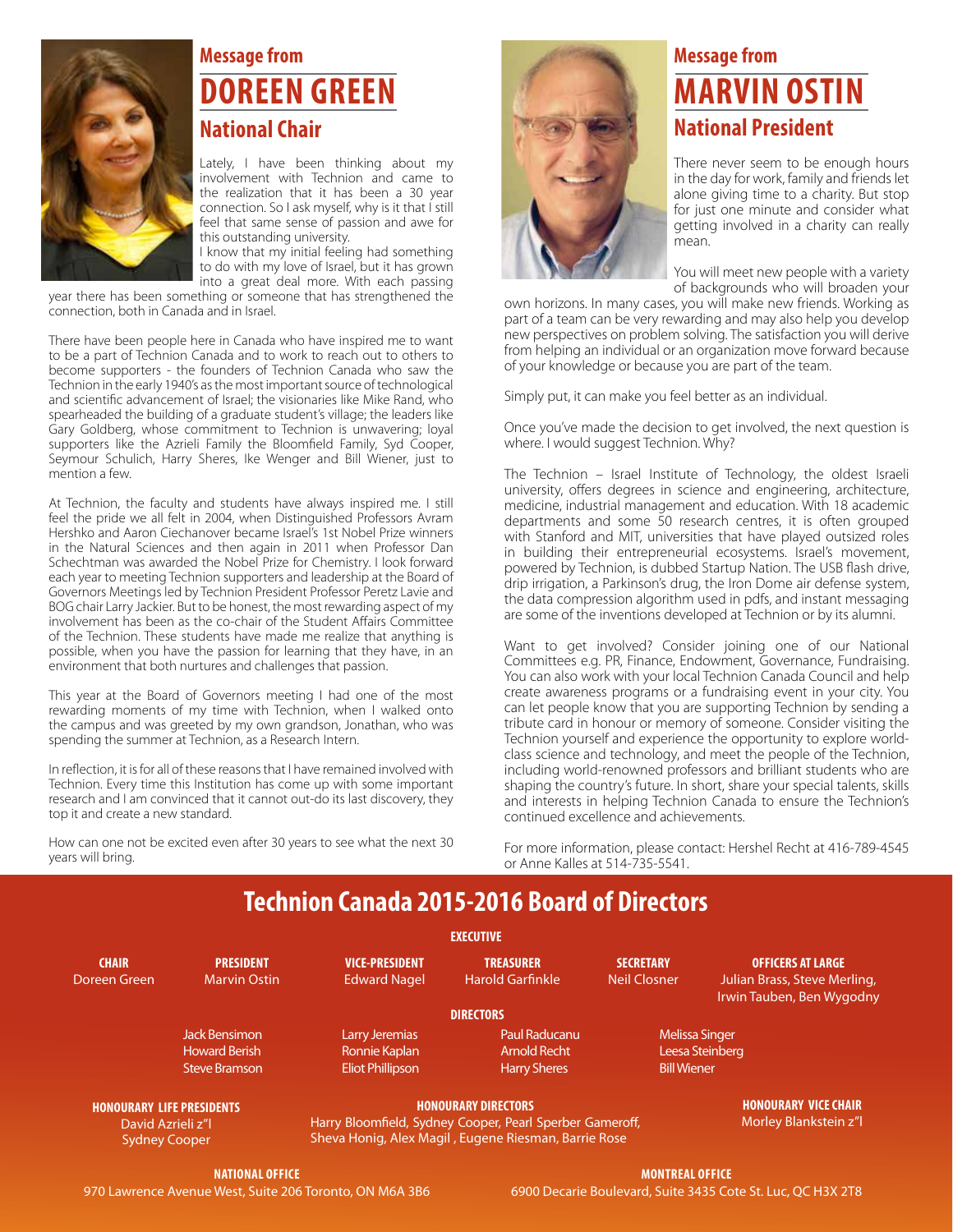## Message from
# DOREEN GREEN
### National Chair

Lately, I have been thinking about my involvement with Technion and came to the realization that it has been a 30 year connection. So I ask myself, why is it that I still feel that same sense of passion and awe for this outstanding university.

I know that my initial feeling had something to do with my love of Israel, but it has grown into a great deal more. With each passing year there has been something or someone that has strengthened the connection, both in Canada and in Israel.

There have been people here in Canada who have inspired me to want to be a part of Technion Canada and to work to reach out to others to become supporters - the founders of Technion Canada who saw the Technion in the early 1940's as the most important source of technological and scientific advancement of Israel; the visionaries like Mike Rand, who spearheaded the building of a graduate student's village; the leaders like Gary Goldberg, whose commitment to Technion is unwavering; loyal supporters like the Azrieli Family the Bloomfield Family, Syd Cooper, Seymour Schulich, Harry Sheres, Ike Wenger and Bill Wiener, just to mention a few.

At Technion, the faculty and students have always inspired me. I still feel the pride we all felt in 2004, when Distinguished Professors Avram Hershko and Aaron Ciechanover became Israel's 1st Nobel Prize winners in the Natural Sciences and then again in 2011 when Professor Dan Schechtman was awarded the Nobel Prize for Chemistry. I look forward each year to meeting Technion supporters and leadership at the Board of Governors Meetings led by Technion President Professor Peretz Lavie and BOG chair Larry Jackier. But to be honest, the most rewarding aspect of my involvement has been as the co-chair of the Student Affairs Committee of the Technion. These students have made me realize that anything is possible, when you have the passion for learning that they have, in an environment that both nurtures and challenges that passion.

This year at the Board of Governors meeting I had one of the most rewarding moments of my time with Technion, when I walked onto the campus and was greeted by my own grandson, Jonathan, who was spending the summer at Technion, as a Research Intern.

In reflection, it is for all of these reasons that I have remained involved with Technion. Every time this Institution has come up with some important research and I am convinced that it cannot out-do its last discovery, they top it and create a new standard.

How can one not be excited even after 30 years to see what the next 30 years will bring.

## Message from
# MARVIN OSTIN
### National President

There never seem to be enough hours in the day for work, family and friends let alone giving time to a charity. But stop for just one minute and consider what getting involved in a charity can really mean.

You will meet new people with a variety of backgrounds who will broaden your own horizons. In many cases, you will make new friends. Working as part of a team can be very rewarding and may also help you develop new perspectives on problem solving. The satisfaction you will derive from helping an individual or an organization move forward because of your knowledge or because you are part of the team.

Simply put, it can make you feel better as an individual.

Once you've made the decision to get involved, the next question is where. I would suggest Technion. Why?

The Technion – Israel Institute of Technology, the oldest Israeli university, offers degrees in science and engineering, architecture, medicine, industrial management and education. With 18 academic departments and some 50 research centres, it is often grouped with Stanford and MIT, universities that have played outsized roles in building their entrepreneurial ecosystems. Israel's movement, powered by Technion, is dubbed Startup Nation. The USB flash drive, drip irrigation, a Parkinson's drug, the Iron Dome air defense system, the data compression algorithm used in pdfs, and instant messaging are some of the inventions developed at Technion or by its alumni.

Want to get involved? Consider joining one of our National Committees e.g. PR, Finance, Endowment, Governance, Fundraising. You can also work with your local Technion Canada Council and help create awareness programs or a fundraising event in your city. You can let people know that you are supporting Technion by sending a tribute card in honour or memory of someone. Consider visiting the Technion yourself and experience the opportunity to explore world-class science and technology, and meet the people of the Technion, including world-renowned professors and brilliant students who are shaping the country's future. In short, share your special talents, skills and interests in helping Technion Canada to ensure the Technion's continued excellence and achievements.

For more information, please contact: Hershel Recht at 416-789-4545 or Anne Kalles at 514-735-5541.

## Technion Canada 2015-2016 Board of Directors

**EXECUTIVE**

| CHAIR | PRESIDENT | VICE-PRESIDENT | TREASURER | SECRETARY | OFFICERS AT LARGE |
|---|---|---|---|---|---|
| Doreen Green | Marvin Ostin | Edward Nagel | Harold Garfinkle | Neil Closner | Julian Brass, Steve Merling, Irwin Tauben, Ben Wygodny |

**DIRECTORS**

Jack Bensimon, Howard Berish, Steve Bramson, Larry Jeremias, Ronnie Kaplan, Eliot Phillipson, Paul Raducanu, Arnold Recht, Harry Sheres, Melissa Singer, Leesa Steinberg, Bill Wiener

**HONOURARY LIFE PRESIDENTS**
David Azrieli z"l
Sydney Cooper

**HONOURARY DIRECTORS**
Harry Bloomfield, Sydney Cooper, Pearl Sperber Gameroff, Sheva Honig, Alex Magil , Eugene Riesman, Barrie Rose

**HONOURARY VICE CHAIR**
Morley Blankstein z"l

**NATIONAL OFFICE**
970 Lawrence Avenue West, Suite 206 Toronto, ON M6A 3B6

**MONTREAL OFFICE**
6900 Decarie Boulevard, Suite 3435 Cote St. Luc, QC H3X 2T8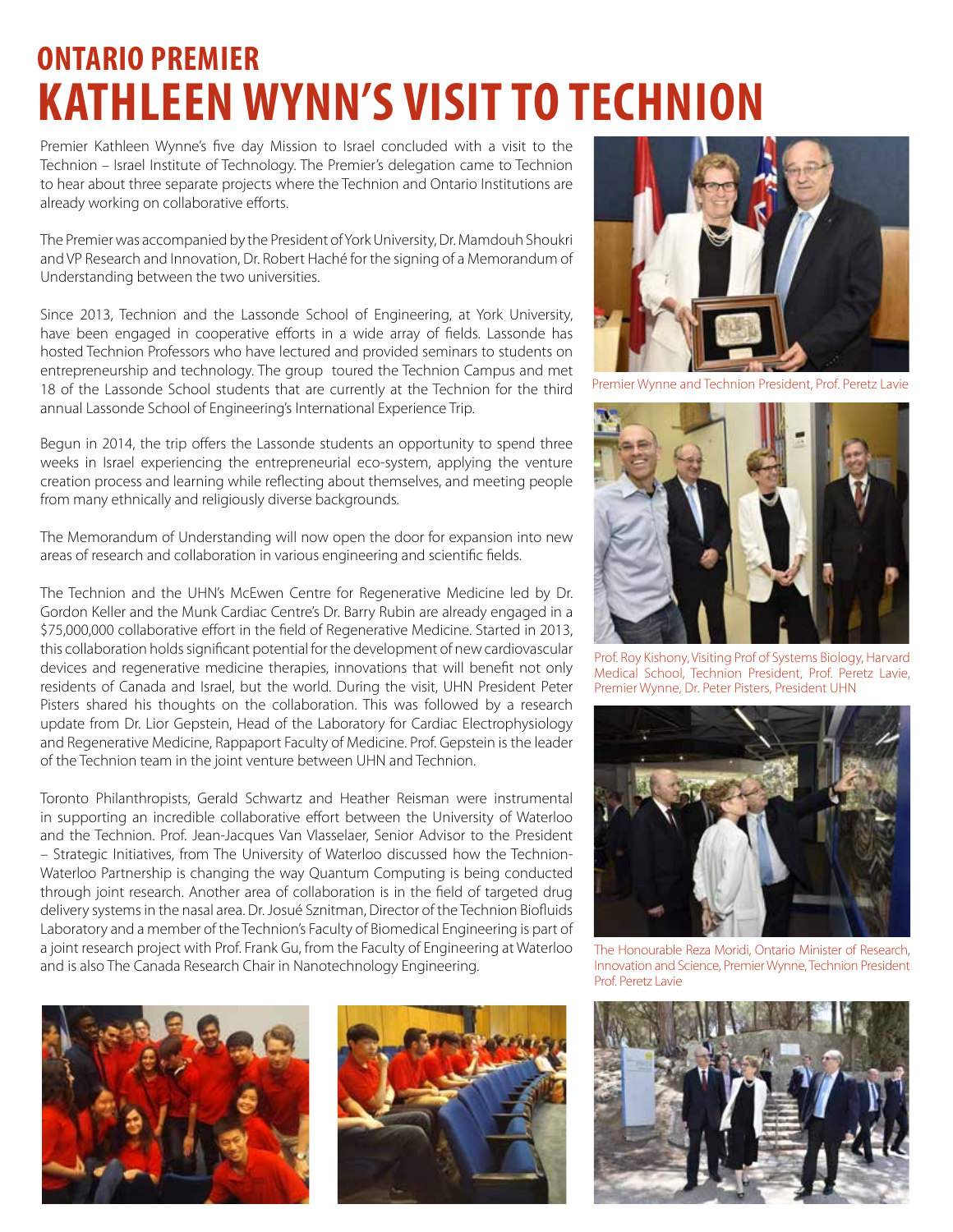# ONTARIO PREMIER
# KATHLEEN WYNN'S VISIT TO TECHNION

Premier Kathleen Wynne's five day Mission to Israel concluded with a visit to the Technion – Israel Institute of Technology. The Premier's delegation came to Technion to hear about three separate projects where the Technion and Ontario Institutions are already working on collaborative efforts.

The Premier was accompanied by the President of York University, Dr. Mamdouh Shoukri and VP Research and Innovation, Dr. Robert Haché for the signing of a Memorandum of Understanding between the two universities.

Since 2013, Technion and the Lassonde School of Engineering, at York University, have been engaged in cooperative efforts in a wide array of fields. Lassonde has hosted Technion Professors who have lectured and provided seminars to students on entrepreneurship and technology. The group toured the Technion Campus and met 18 of the Lassonde School students that are currently at the Technion for the third annual Lassonde School of Engineering's International Experience Trip.

Begun in 2014, the trip offers the Lassonde students an opportunity to spend three weeks in Israel experiencing the entrepreneurial eco-system, applying the venture creation process and learning while reflecting about themselves, and meeting people from many ethnically and religiously diverse backgrounds.

The Memorandum of Understanding will now open the door for expansion into new areas of research and collaboration in various engineering and scientific fields.

The Technion and the UHN's McEwen Centre for Regenerative Medicine led by Dr. Gordon Keller and the Munk Cardiac Centre's Dr. Barry Rubin are already engaged in a $75,000,000 collaborative effort in the field of Regenerative Medicine. Started in 2013, this collaboration holds significant potential for the development of new cardiovascular devices and regenerative medicine therapies, innovations that will benefit not only residents of Canada and Israel, but the world. During the visit, UHN President Peter Pisters shared his thoughts on the collaboration. This was followed by a research update from Dr. Lior Gepstein, Head of the Laboratory for Cardiac Electrophysiology and Regenerative Medicine, Rappaport Faculty of Medicine. Prof. Gepstein is the leader of the Technion team in the joint venture between UHN and Technion.

Toronto Philanthropists, Gerald Schwartz and Heather Reisman were instrumental in supporting an incredible collaborative effort between the University of Waterloo and the Technion. Prof. Jean-Jacques Van Vlasselaer, Senior Advisor to the President – Strategic Initiatives, from The University of Waterloo discussed how the Technion-Waterloo Partnership is changing the way Quantum Computing is being conducted through joint research. Another area of collaboration is in the field of targeted drug delivery systems in the nasal area. Dr. Josué Sznitman, Director of the Technion Biofluids Laboratory and a member of the Technion's Faculty of Biomedical Engineering is part of a joint research project with Prof. Frank Gu, from the Faculty of Engineering at Waterloo and is also The Canada Research Chair in Nanotechnology Engineering.

Premier Wynne and Technion President, Prof. Peretz Lavie

Prof. Roy Kishony, Visiting Prof of Systems Biology, Harvard Medical School, Technion President, Prof. Peretz Lavie, Premier Wynne, Dr. Peter Pisters, President UHN

The Honourable Reza Moridi, Ontario Minister of Research, Innovation and Science, Premier Wynne, Technion President Prof. Peretz Lavie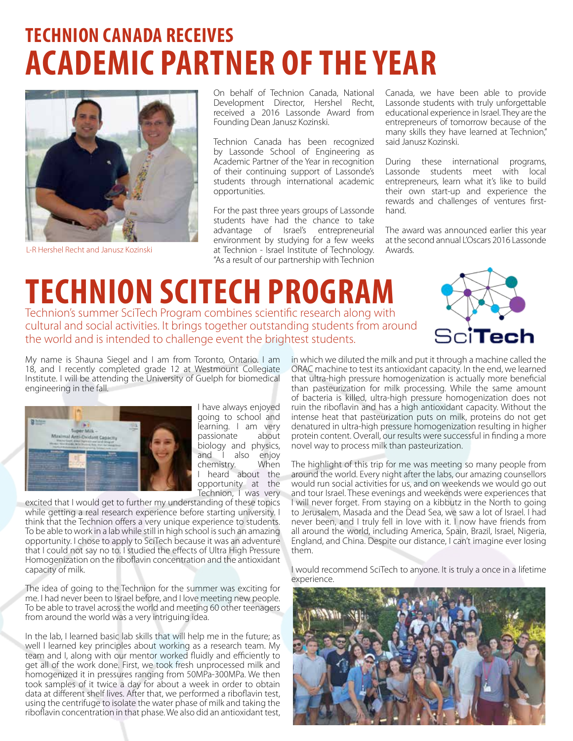# TECHNION CANADA RECEIVES
# ACADEMIC PARTNER OF THE YEAR

L-R Hershel Recht and Janusz Kozinski

On behalf of Technion Canada, National Development Director, Hershel Recht, received a 2016 Lassonde Award from Founding Dean Janusz Kozinski.

Technion Canada has been recognized by Lassonde School of Engineering as Academic Partner of the Year in recognition of their continuing support of Lassonde's students through international academic opportunities.

For the past three years groups of Lassonde students have had the chance to take advantage of Israel's entrepreneurial environment by studying for a few weeks at Technion - Israel Institute of Technology. "As a result of our partnership with Technion Canada, we have been able to provide Lassonde students with truly unforgettable educational experience in Israel. They are the entrepreneurs of tomorrow because of the many skills they have learned at Technion," said Janusz Kozinski.

During these international programs, Lassonde students meet with local entrepreneurs, learn what it's like to build their own start-up and experience the rewards and challenges of ventures first-hand.

The award was announced earlier this year at the second annual L'Oscars 2016 Lassonde Awards.

# TECHNION SCITECH PROGRAM

Technion's summer SciTech Program combines scientific research along with cultural and social activities. It brings together outstanding students from around the world and is intended to challenge event the brightest students.

My name is Shauna Siegel and I am from Toronto, Ontario. I am 18, and I recently completed grade 12 at Westmount Collegiate Institute. I will be attending the University of Guelph for biomedical engineering in the fall.

I have always enjoyed going to school and learning. I am very passionate about biology and physics, and I also enjoy chemistry. When I heard about the opportunity at the Technion, I was very excited that I would get to further my understanding of these topics while getting a real research experience before starting university. I think that the Technion offers a very unique experience to students. To be able to work in a lab while still in high school is such an amazing opportunity. I chose to apply to SciTech because it was an adventure that I could not say no to. I studied the effects of Ultra High Pressure Homogenization on the riboflavin concentration and the antioxidant capacity of milk.

The idea of going to the Technion for the summer was exciting for me. I had never been to Israel before, and I love meeting new people. To be able to travel across the world and meeting 60 other teenagers from around the world was a very intriguing idea.

In the lab, I learned basic lab skills that will help me in the future; as well I learned key principles about working as a research team. My team and I, along with our mentor worked fluidly and efficiently to get all of the work done. First, we took fresh unprocessed milk and homogenized it in pressures ranging from 50MPa-300MPa. We then took samples of it twice a day for about a week in order to obtain data at different shelf lives. After that, we performed a riboflavin test, using the centrifuge to isolate the water phase of milk and taking the riboflavin concentration in that phase. We also did an antioxidant test, in which we diluted the milk and put it through a machine called the ORAC machine to test its antioxidant capacity. In the end, we learned that ultra-high pressure homogenization is actually more beneficial than pasteurization for milk processing. While the same amount of bacteria is killed, ultra-high pressure homogenization does not ruin the riboflavin and has a high antioxidant capacity. Without the intense heat that pasteurization puts on milk, proteins do not get denatured in ultra-high pressure homogenization resulting in higher protein content. Overall, our results were successful in finding a more novel way to process milk than pasteurization.

The highlight of this trip for me was meeting so many people from around the world. Every night after the labs, our amazing counsellors would run social activities for us, and on weekends we would go out and tour Israel. These evenings and weekends were experiences that I will never forget. From staying on a kibbutz in the North to going to Jerusalem, Masada and the Dead Sea, we saw a lot of Israel. I had never been, and I truly fell in love with it. I now have friends from all around the world, including America, Spain, Brazil, Israel, Nigeria, England, and China. Despite our distance, I can't imagine ever losing them.

I would recommend SciTech to anyone. It is truly a once in a lifetime experience.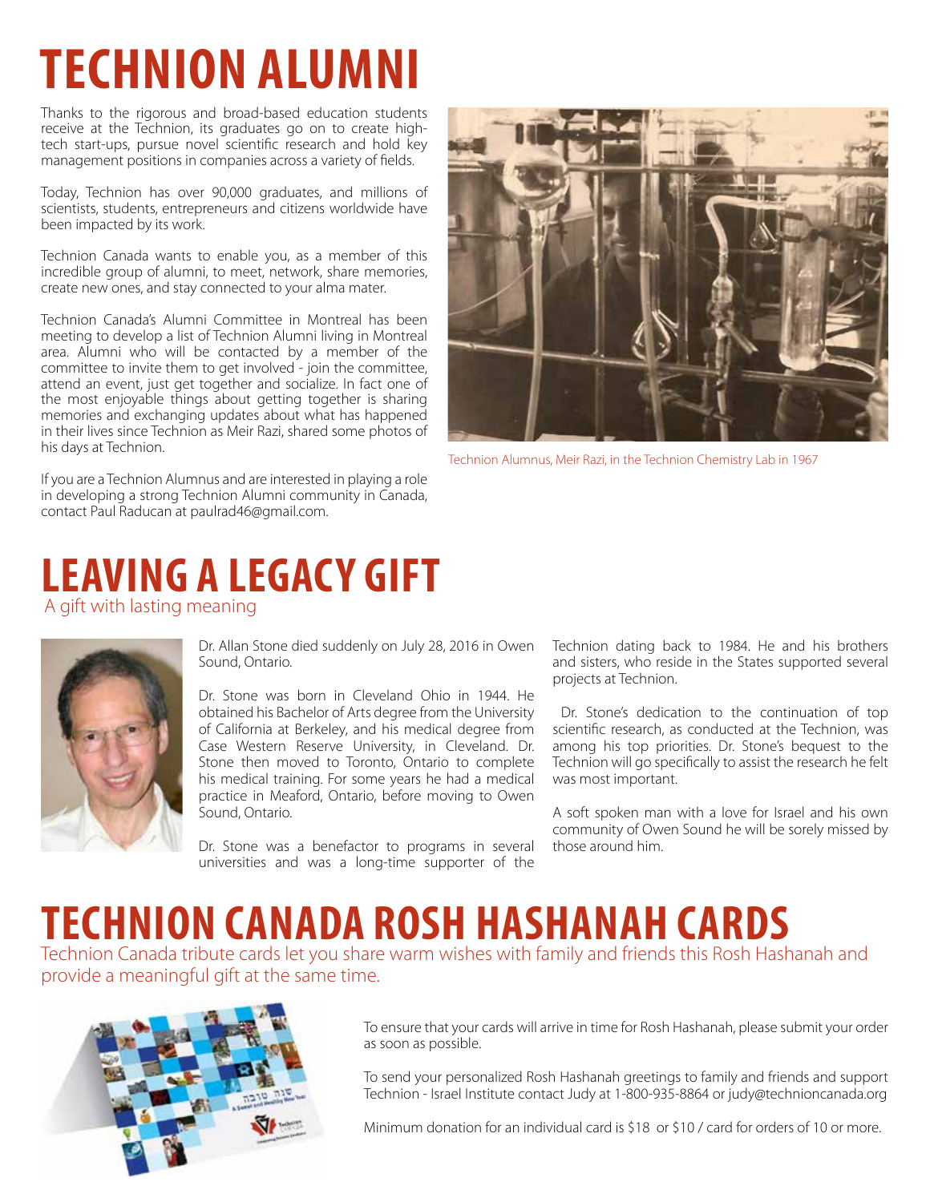# TECHNION ALUMNI

Thanks to the rigorous and broad-based education students receive at the Technion, its graduates go on to create high-tech start-ups, pursue novel scientific research and hold key management positions in companies across a variety of fields.

Today, Technion has over 90,000 graduates, and millions of scientists, students, entrepreneurs and citizens worldwide have been impacted by its work.

Technion Canada wants to enable you, as a member of this incredible group of alumni, to meet, network, share memories, create new ones, and stay connected to your alma mater.

Technion Canada's Alumni Committee in Montreal has been meeting to develop a list of Technion Alumni living in Montreal area. Alumni who will be contacted by a member of the committee to invite them to get involved - join the committee, attend an event, just get together and socialize. In fact one of the most enjoyable things about getting together is sharing memories and exchanging updates about what has happened in their lives since Technion as Meir Razi, shared some photos of his days at Technion.

Technion Alumnus, Meir Razi, in the Technion Chemistry Lab in 1967

If you are a Technion Alumnus and are interested in playing a role in developing a strong Technion Alumni community in Canada, contact Paul Raducan at paulrad46@gmail.com.

# LEAVING A LEGACY GIFT

A gift with lasting meaning

Dr. Allan Stone died suddenly on July 28, 2016 in Owen Sound, Ontario.

Dr. Stone was born in Cleveland Ohio in 1944. He obtained his Bachelor of Arts degree from the University of California at Berkeley, and his medical degree from Case Western Reserve University, in Cleveland. Dr. Stone then moved to Toronto, Ontario to complete his medical training. For some years he had a medical practice in Meaford, Ontario, before moving to Owen Sound, Ontario.

Dr. Stone was a benefactor to programs in several universities and was a long-time supporter of the Technion dating back to 1984. He and his brothers and sisters, who reside in the States supported several projects at Technion.

Dr. Stone's dedication to the continuation of top scientific research, as conducted at the Technion, was among his top priorities. Dr. Stone's bequest to the Technion will go specifically to assist the research he felt was most important.

A soft spoken man with a love for Israel and his own community of Owen Sound he will be sorely missed by those around him.

# TECHNION CANADA ROSH HASHANAH CARDS

Technion Canada tribute cards let you share warm wishes with family and friends this Rosh Hashanah and provide a meaningful gift at the same time.

To ensure that your cards will arrive in time for Rosh Hashanah, please submit your order as soon as possible.

To send your personalized Rosh Hashanah greetings to family and friends and support Technion - Israel Institute contact Judy at 1-800-935-8864 or judy@technioncanada.org

Minimum donation for an individual card is $18 or $10 / card for orders of 10 or more.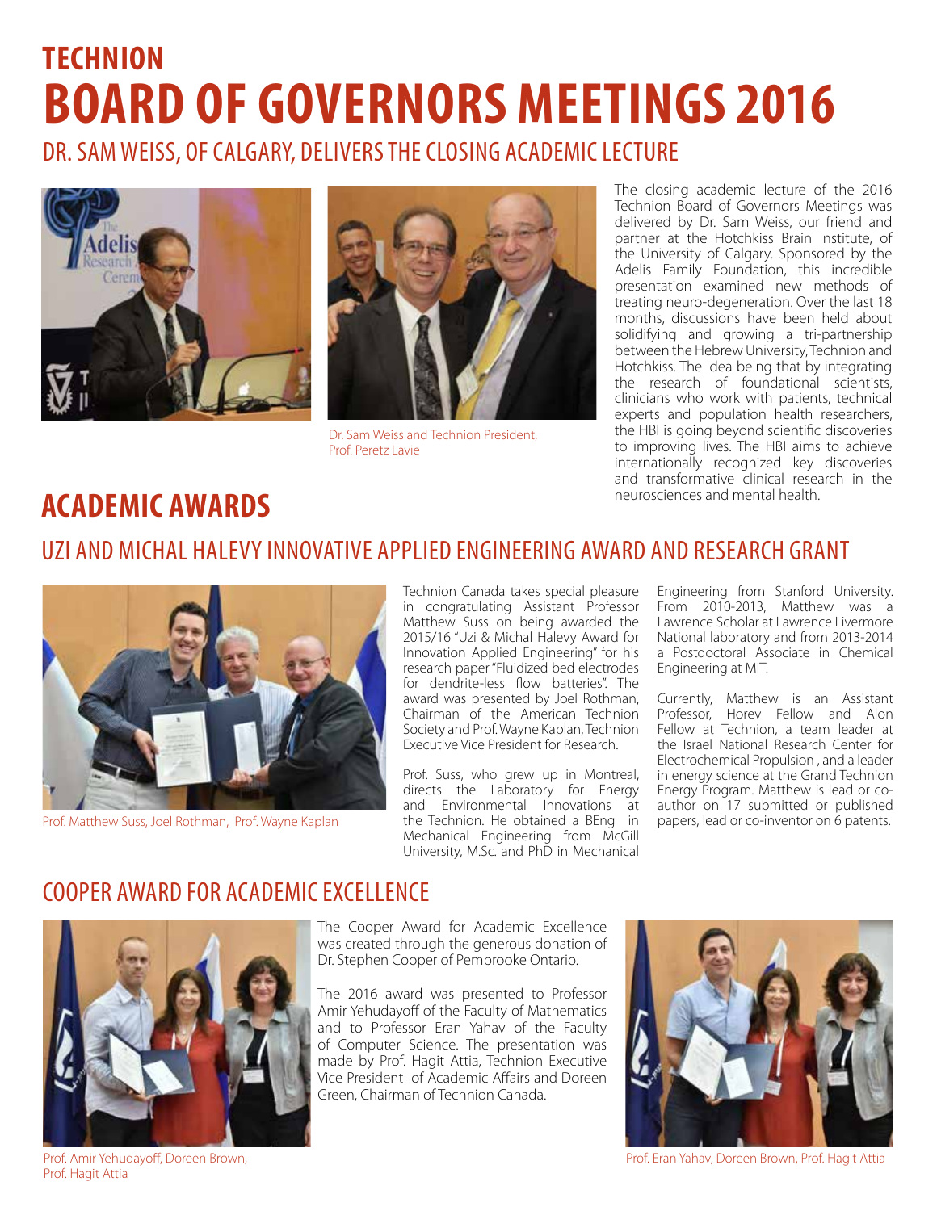# TECHNION BOARD OF GOVERNORS MEETINGS 2016

## DR. SAM WEISS, OF CALGARY, DELIVERS THE CLOSING ACADEMIC LECTURE

Dr. Sam Weiss and Technion President, Prof. Peretz Lavie

The closing academic lecture of the 2016 Technion Board of Governors Meetings was delivered by Dr. Sam Weiss, our friend and partner at the Hotchkiss Brain Institute, of the University of Calgary. Sponsored by the Adelis Family Foundation, this incredible presentation examined new methods of treating neuro-degeneration. Over the last 18 months, discussions have been held about solidifying and growing a tri-partnership between the Hebrew University, Technion and Hotchkiss. The idea being that by integrating the research of foundational scientists, clinicians who work with patients, technical experts and population health researchers, the HBI is going beyond scientific discoveries to improving lives. The HBI aims to achieve internationally recognized key discoveries and transformative clinical research in the neurosciences and mental health.

# ACADEMIC AWARDS

## UZI AND MICHAL HALEVY INNOVATIVE APPLIED ENGINEERING AWARD AND RESEARCH GRANT

Prof. Matthew Suss, Joel Rothman, Prof. Wayne Kaplan

Technion Canada takes special pleasure in congratulating Assistant Professor Matthew Suss on being awarded the 2015/16 "Uzi & Michal Halevy Award for Innovation Applied Engineering" for his research paper "Fluidized bed electrodes for dendrite-less flow batteries". The award was presented by Joel Rothman, Chairman of the American Technion Society and Prof. Wayne Kaplan, Technion Executive Vice President for Research.

Prof. Suss, who grew up in Montreal, directs the Laboratory for Energy and Environmental Innovations at the Technion. He obtained a BEng in Mechanical Engineering from McGill University, M.Sc. and PhD in Mechanical Engineering from Stanford University. From 2010-2013, Matthew was a Lawrence Scholar at Lawrence Livermore National laboratory and from 2013-2014 a Postdoctoral Associate in Chemical Engineering at MIT.

Currently, Matthew is an Assistant Professor, Horev Fellow and Alon Fellow at Technion, a team leader at the Israel National Research Center for Electrochemical Propulsion , and a leader in energy science at the Grand Technion Energy Program. Matthew is lead or co-author on 17 submitted or published papers, lead or co-inventor on 6 patents.

## COOPER AWARD FOR ACADEMIC EXCELLENCE

The Cooper Award for Academic Excellence was created through the generous donation of Dr. Stephen Cooper of Pembrooke Ontario.

The 2016 award was presented to Professor Amir Yehudayoff of the Faculty of Mathematics and to Professor Eran Yahav of the Faculty of Computer Science. The presentation was made by Prof. Hagit Attia, Technion Executive Vice President of Academic Affairs and Doreen Green, Chairman of Technion Canada.

Prof. Amir Yehudayoff, Doreen Brown, Prof. Hagit Attia

Prof. Eran Yahav, Doreen Brown, Prof. Hagit Attia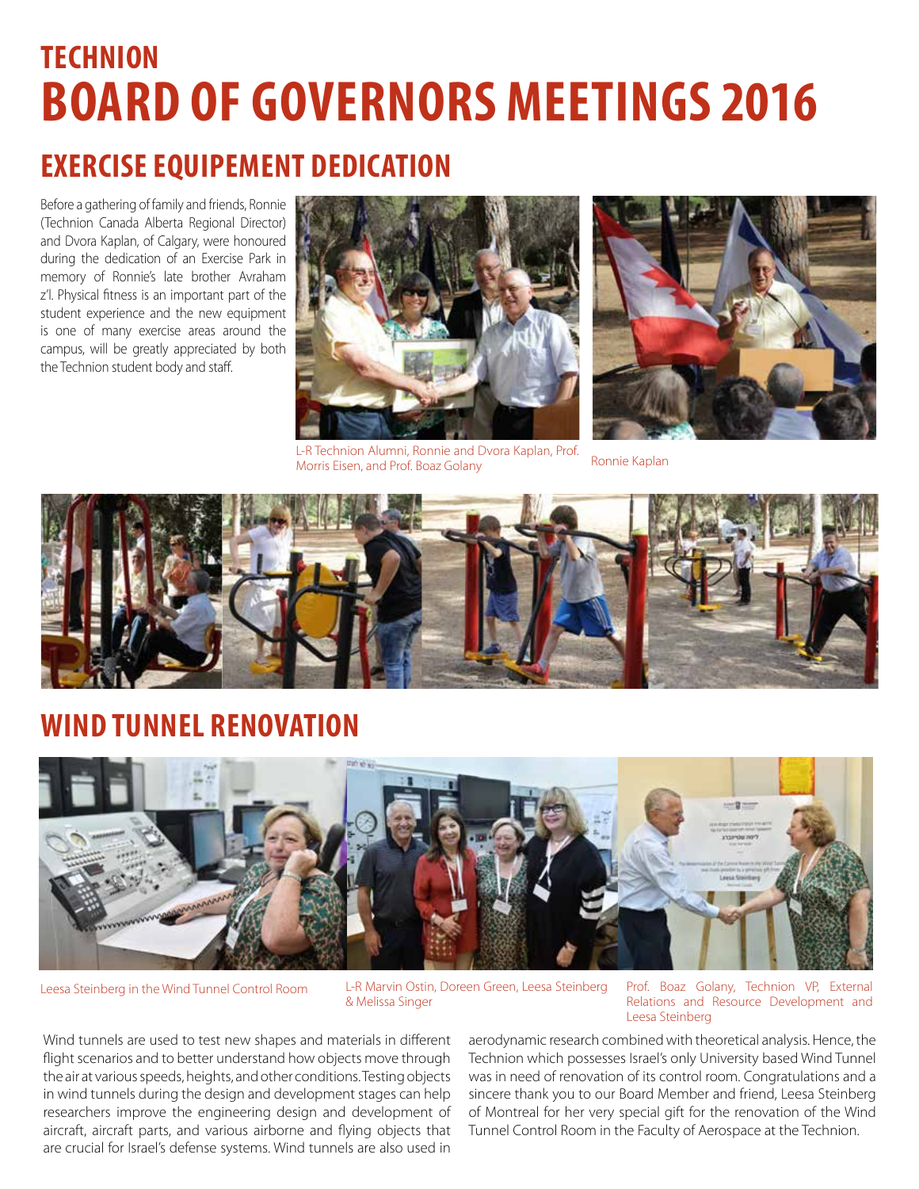# TECHNION
# BOARD OF GOVERNORS MEETINGS 2016

## EXERCISE EQUIPEMENT DEDICATION

Before a gathering of family and friends, Ronnie (Technion Canada Alberta Regional Director) and Dvora Kaplan, of Calgary, were honoured during the dedication of an Exercise Park in memory of Ronnie's late brother Avraham z'l. Physical fitness is an important part of the student experience and the new equipment is one of many exercise areas around the campus, will be greatly appreciated by both the Technion student body and staff.

L-R Technion Alumni, Ronnie and Dvora Kaplan, Prof. Morris Eisen, and Prof. Boaz Golany

Ronnie Kaplan

## WIND TUNNEL RENOVATION

Leesa Steinberg in the Wind Tunnel Control Room

L-R Marvin Ostin, Doreen Green, Leesa Steinberg & Melissa Singer

Prof. Boaz Golany, Technion VP, External Relations and Resource Development and Leesa Steinberg

Wind tunnels are used to test new shapes and materials in different flight scenarios and to better understand how objects move through the air at various speeds, heights, and other conditions. Testing objects in wind tunnels during the design and development stages can help researchers improve the engineering design and development of aircraft, aircraft parts, and various airborne and flying objects that are crucial for Israel's defense systems. Wind tunnels are also used in aerodynamic research combined with theoretical analysis. Hence, the Technion which possesses Israel's only University based Wind Tunnel was in need of renovation of its control room. Congratulations and a sincere thank you to our Board Member and friend, Leesa Steinberg of Montreal for her very special gift for the renovation of the Wind Tunnel Control Room in the Faculty of Aerospace at the Technion.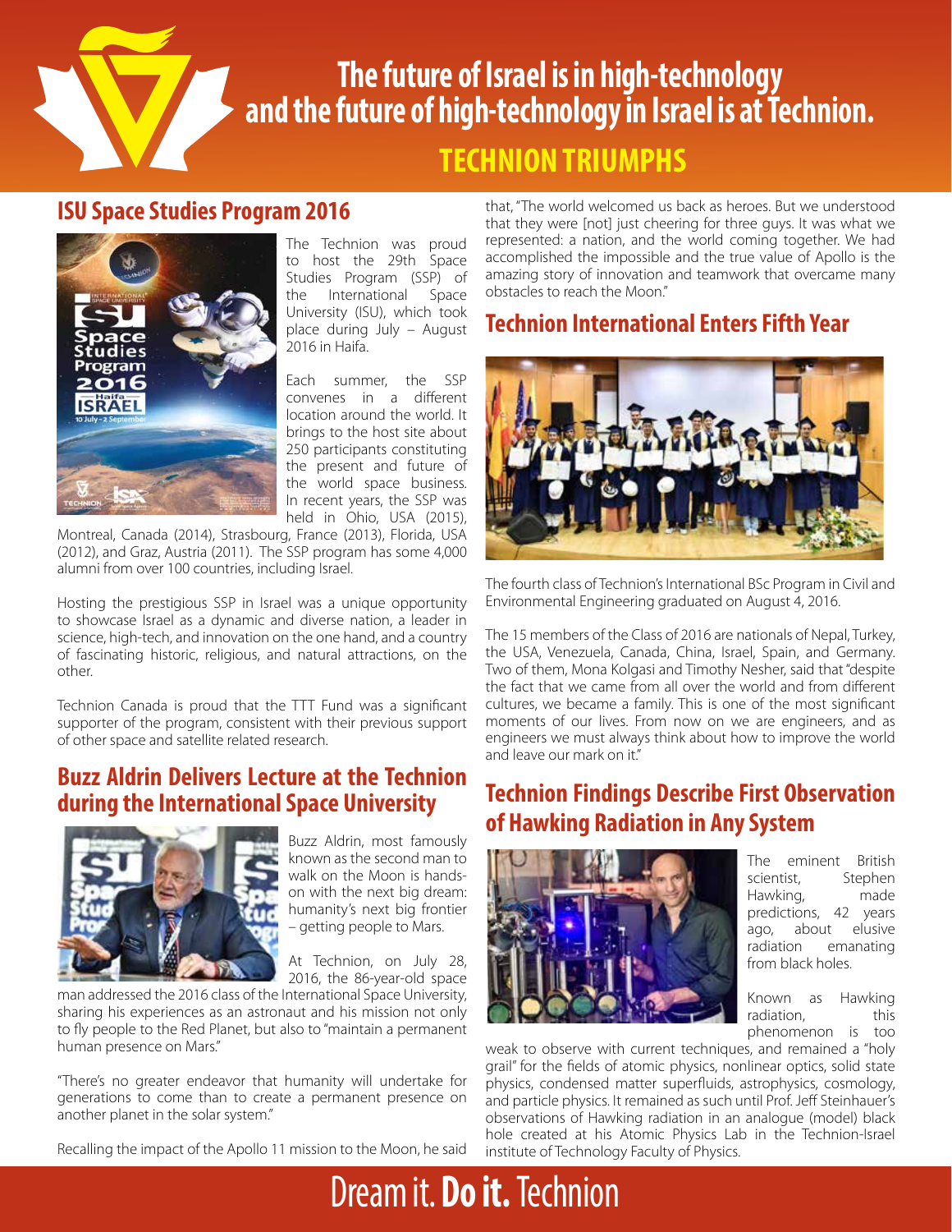# The future of Israel is in high-technology and the future of high-technology in Israel is at Technion.

## TECHNION TRIUMPHS

### ISU Space Studies Program 2016

The Technion was proud to host the 29th Space Studies Program (SSP) of the International Space University (ISU), which took place during July – August 2016 in Haifa.

Each summer, the SSP convenes in a different location around the world. It brings to the host site about 250 participants constituting the present and future of the world space business. In recent years, the SSP was held in Ohio, USA (2015), Montreal, Canada (2014), Strasbourg, France (2013), Florida, USA (2012), and Graz, Austria (2011). The SSP program has some 4,000 alumni from over 100 countries, including Israel.

Hosting the prestigious SSP in Israel was a unique opportunity to showcase Israel as a dynamic and diverse nation, a leader in science, high-tech, and innovation on the one hand, and a country of fascinating historic, religious, and natural attractions, on the other.

Technion Canada is proud that the TTT Fund was a significant supporter of the program, consistent with their previous support of other space and satellite related research.

### Buzz Aldrin Delivers Lecture at the Technion during the International Space University

Buzz Aldrin, most famously known as the second man to walk on the Moon is hands-on with the next big dream: humanity's next big frontier – getting people to Mars.

At Technion, on July 28, 2016, the 86-year-old space man addressed the 2016 class of the International Space University, sharing his experiences as an astronaut and his mission not only to fly people to the Red Planet, but also to "maintain a permanent human presence on Mars."

"There's no greater endeavor that humanity will undertake for generations to come than to create a permanent presence on another planet in the solar system."

Recalling the impact of the Apollo 11 mission to the Moon, he said that, "The world welcomed us back as heroes. But we understood that they were [not] just cheering for three guys. It was what we represented: a nation, and the world coming together. We had accomplished the impossible and the true value of Apollo is the amazing story of innovation and teamwork that overcame many obstacles to reach the Moon."

### Technion International Enters Fifth Year

The fourth class of Technion's International BSc Program in Civil and Environmental Engineering graduated on August 4, 2016.

The 15 members of the Class of 2016 are nationals of Nepal, Turkey, the USA, Venezuela, Canada, China, Israel, Spain, and Germany. Two of them, Mona Kolgasi and Timothy Nesher, said that "despite the fact that we came from all over the world and from different cultures, we became a family. This is one of the most significant moments of our lives. From now on we are engineers, and as engineers we must always think about how to improve the world and leave our mark on it."

### Technion Findings Describe First Observation of Hawking Radiation in Any System

The eminent British scientist, Stephen Hawking, made predictions, 42 years ago, about elusive radiation emanating from black holes.

Known as Hawking radiation, this phenomenon is too weak to observe with current techniques, and remained a "holy grail" for the fields of atomic physics, nonlinear optics, solid state physics, condensed matter superfluids, astrophysics, cosmology, and particle physics. It remained as such until Prof. Jeff Steinhauer's observations of Hawking radiation in an analogue (model) black hole created at his Atomic Physics Lab in the Technion-Israel institute of Technology Faculty of Physics.

Dream it. **Do it.** Technion